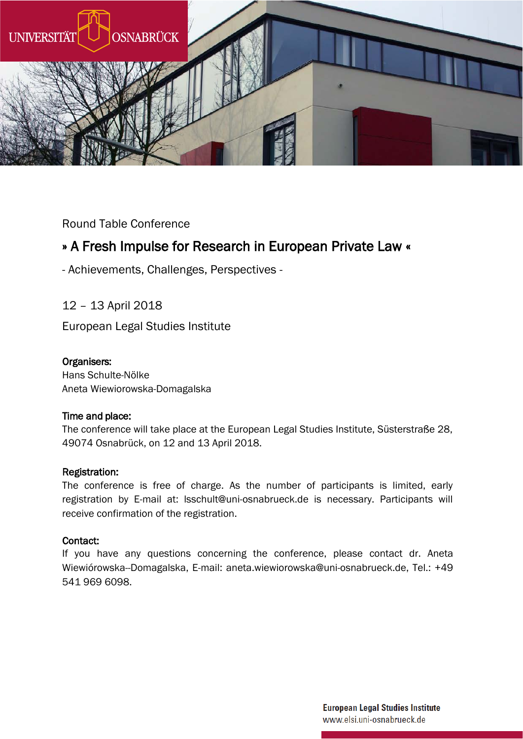Round Table Conference

# » A Fresh Impulse for Research in European Private Law «

- Achievements, Challenges, Perspectives -

12 – 13 April 2018

European Legal Studies Institute

**Organisers:**
Hans Schulte-Nölke
Aneta Wiewiorowska-Domagalska

**Time and place:**
The conference will take place at the European Legal Studies Institute, Süsterstraße 28, 49074 Osnabrück, on 12 and 13 April 2018.

**Registration:**
The conference is free of charge. As the number of participants is limited, early registration by E-mail at: lsschult@uni-osnabrueck.de is necessary. Participants will receive confirmation of the registration.

**Contact:**
If you have any questions concerning the conference, please contact dr. Aneta Wiewiórowska--Domagalska, E-mail: aneta.wiewiorowska@uni-osnabrueck.de, Tel.: +49 541 969 6098.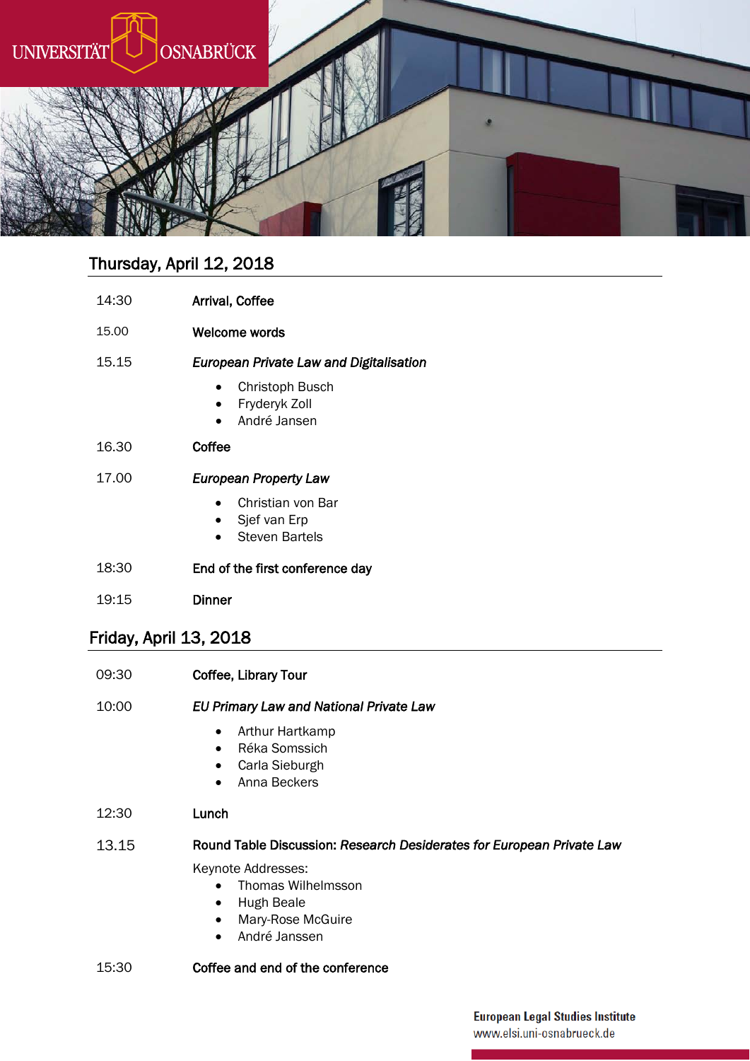UNIVERSITÄT OSNABRÜCK

## Thursday, April 12, 2018

14:30 **Arrival, Coffee**

15.00 **Welcome words**

15.15 ***European Private Law and Digitalisation***

- Christoph Busch
- Fryderyk Zoll
- André Jansen

16.30 **Coffee**

17.00 ***European Property Law***

- Christian von Bar
- Sjef van Erp
- Steven Bartels

18:30 **End of the first conference day**

19:15 **Dinner**

## Friday, April 13, 2018

09:30 **Coffee, Library Tour**

10:00 ***EU Primary Law and National Private Law***

- Arthur Hartkamp
- Réka Somssich
- Carla Sieburgh
- Anna Beckers

12:30 **Lunch**

13.15 **Round Table Discussion: *Research Desiderates for European Private Law***

Keynote Addresses:

- Thomas Wilhelmsson
- Hugh Beale
- Mary-Rose McGuire
- André Janssen

15:30 **Coffee and end of the conference**

European Legal Studies Institute
www.elsi.uni-osnabrueck.de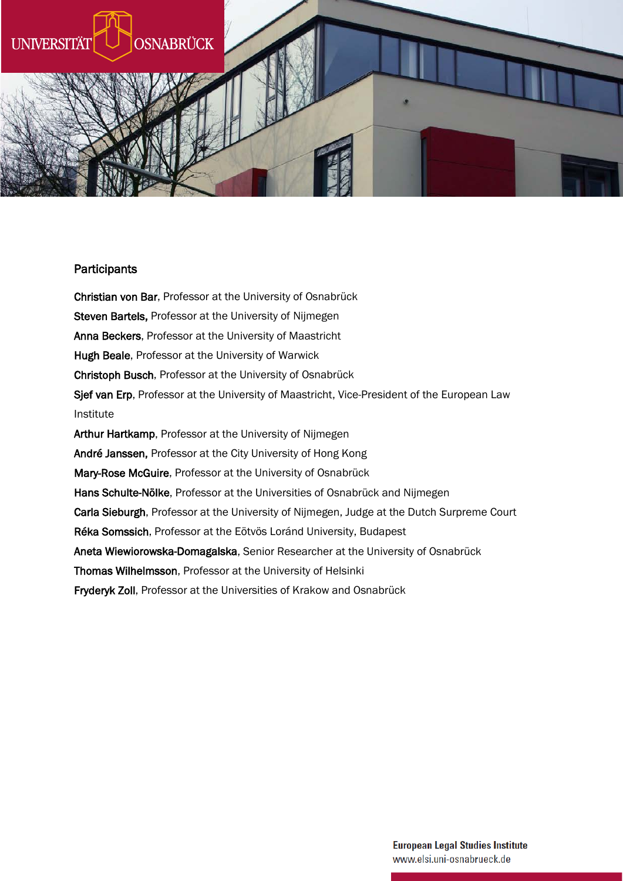## Participants

**Christian von Bar**, Professor at the University of Osnabrück

**Steven Bartels,** Professor at the University of Nijmegen

**Anna Beckers**, Professor at the University of Maastricht

**Hugh Beale**, Professor at the University of Warwick

**Christoph Busch**, Professor at the University of Osnabrück

**Sjef van Erp**, Professor at the University of Maastricht, Vice-President of the European Law Institute

**Arthur Hartkamp**, Professor at the University of Nijmegen

**André Janssen,** Professor at the City University of Hong Kong

**Mary-Rose McGuire**, Professor at the University of Osnabrück

**Hans Schulte-Nölke**, Professor at the Universities of Osnabrück and Nijmegen

**Carla Sieburgh**, Professor at the University of Nijmegen, Judge at the Dutch Surpreme Court

**Réka Somssich**, Professor at the Eötvös Loránd University, Budapest

**Aneta Wiewiorowska-Domagalska**, Senior Researcher at the University of Osnabrück

**Thomas Wilhelmsson**, Professor at the University of Helsinki

**Fryderyk Zoll**, Professor at the Universities of Krakow and Osnabrück